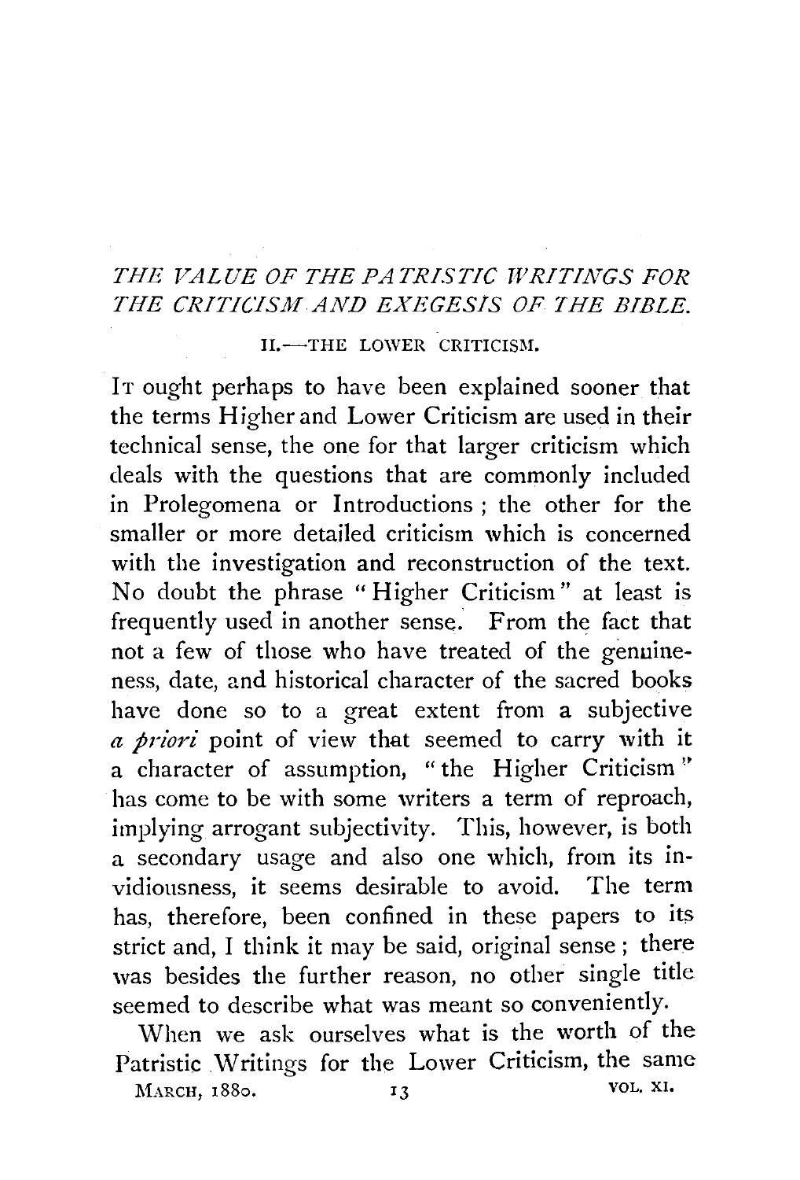# *THE VALUE OF THE PATRISTIC WRITINGS FOR THE CRITICISM AND EXEGESIS OF THE BIBLE.*

## II.—THE LOWER CRITICISM.

IT ought perhaps to have been explained sooner that the terms Higher and Lower Criticism are used in their technical sense, the one for that larger criticism which deals with the questions that are commonly included in Prolegomena or Introductions; the other for the smaller or more detailed criticism which is concerned with the investigation and reconstruction of the text. No doubt the phrase "Higher Criticism" at least is frequently used in another sense. From the fact that not a few of those who have treated of the genuineness, date, and historical character of the sacred books have done so to a great extent from a subjective *a priori* point of view that seemed to carry with it a character of assumption, "the Higher Criticism" has come to be with some writers a term of reproach, implying arrogant subjectivity. This, however, is both a secondary usage and also one which, from its invidiousness, it seems desirable to avoid. The term has, therefore, been confined in these papers to its strict and, I think it may be said, original sense; there was besides the further reason, no other single title seemed to describe what was meant so conveniently.

When we ask ourselves what is the worth of the Patristic Writings for the Lower Criticism, the same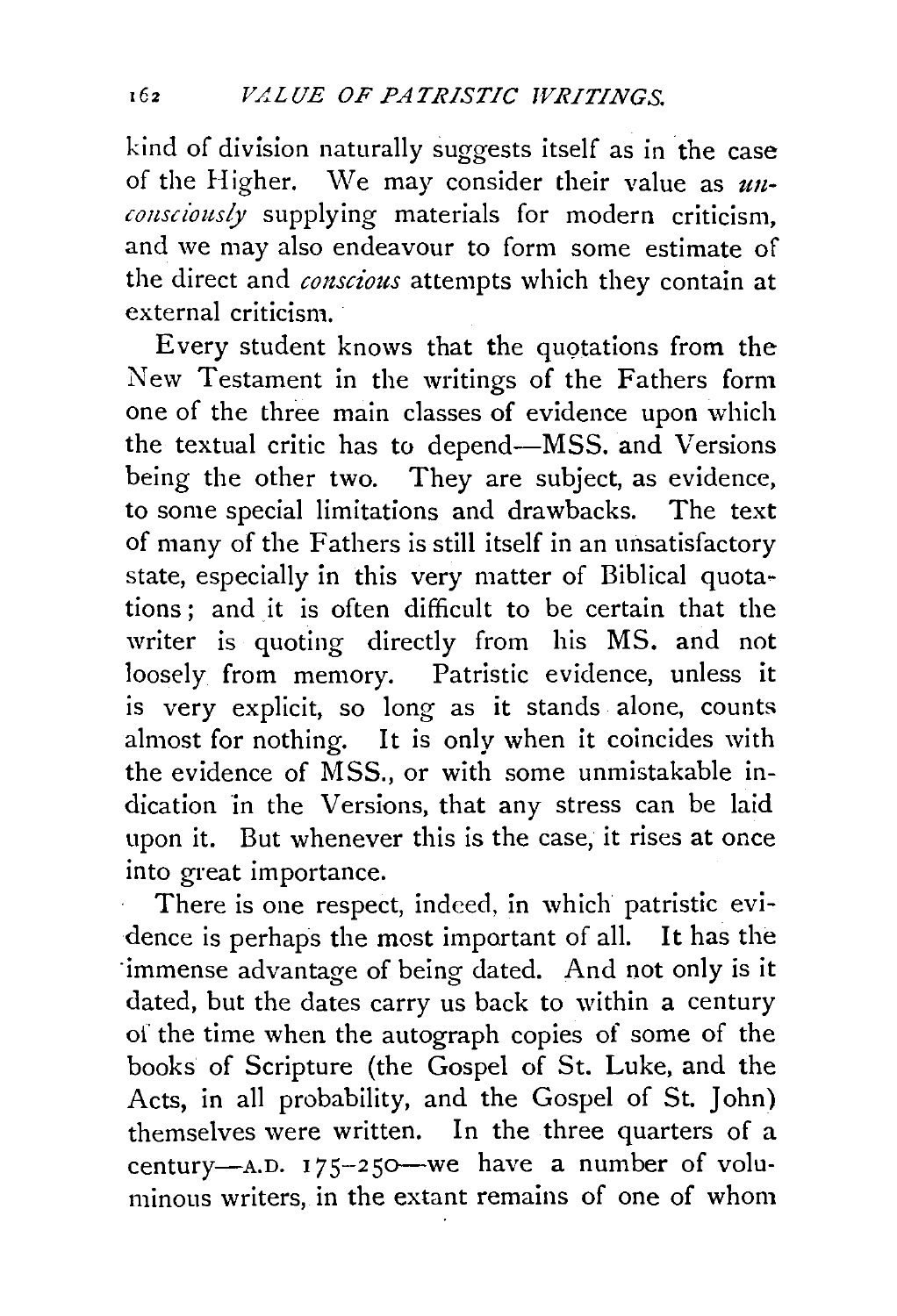kind of division naturally suggests itself as in the case of the Higher. We may consider their value as *unconsciously* supplying materials for modern criticism, and we may also endeavour to form some estimate of the direct and *conscious* attempts which they contain at external criticism.

Every student knows that the quotations from the New Testament in the writings of the Fathers form one of the three main classes of evidence upon which the textual critic has to depend—MSS. and Versions being the other two. They are subject, as evidence, to some special limitations and drawbacks. The text of many of the Fathers is still itself in an unsatisfactory state, especially in this very matter of Biblical quotations; and it is often difficult to be certain that the writer is quoting directly from his MS. and not loosely from memory. Patristic evidence, unless it is very explicit, so long as it stands alone, counts almost for nothing. It is only when it coincides with the evidence of MSS., or with some unmistakable indication in the Versions, that any stress can be laid upon it. But whenever this is the case, it rises at once into great importance.

There is one respect, indeed, in which patristic evidence is perhaps the most important of all. It has the immense advantage of being dated. And not only is it dated, but the dates carry us back to within a century of the time when the autograph copies of some of the books of Scripture (the Gospel of St. Luke, and the Acts, in all probability, and the Gospel of St. John) themselves were written. In the three quarters of a century—A.D. 175–250—we have a number of voluminous writers, in the extant remains of one of whom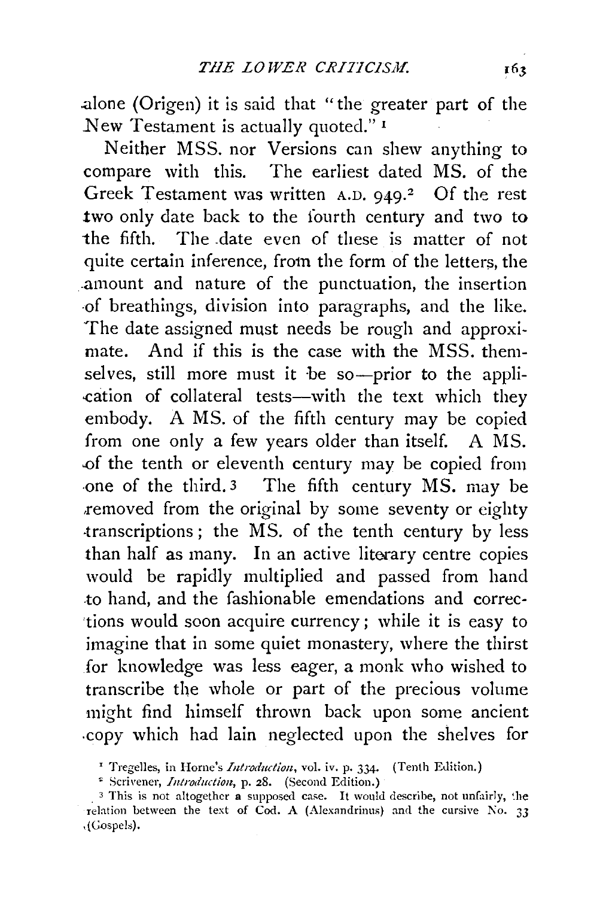alone (Origen) it is said that "the greater part of the New Testament is actually quoted."[1]

Neither MSS. nor Versions can shew anything to compare with this. The earliest dated MS. of the Greek Testament was written A.D. 949.[2] Of the rest two only date back to the fourth century and two to the fifth. The date even of these is matter of not quite certain inference, from the form of the letters, the amount and nature of the punctuation, the insertion of breathings, division into paragraphs, and the like. The date assigned must needs be rough and approximate. And if this is the case with the MSS. themselves, still more must it be so—prior to the application of collateral tests—with the text which they embody. A MS. of the fifth century may be copied from one only a few years older than itself. A MS. of the tenth or eleventh century may be copied from one of the third.[3] The fifth century MS. may be removed from the original by some seventy or eighty transcriptions; the MS. of the tenth century by less than half as many. In an active literary centre copies would be rapidly multiplied and passed from hand to hand, and the fashionable emendations and corrections would soon acquire currency; while it is easy to imagine that in some quiet monastery, where the thirst for knowledge was less eager, a monk who wished to transcribe the whole or part of the precious volume might find himself thrown back upon some ancient copy which had lain neglected upon the shelves for

[1] Tregelles, in Horne's *Introduction*, vol. iv. p. 334. (Tenth Edition.)

[2] Scrivener, *Introduction*, p. 28. (Second Edition.)

[3] This is not altogether a supposed case. It would describe, not unfairly, the relation between the text of Cod. A (Alexandrinus) and the cursive No. 33 (Gospels).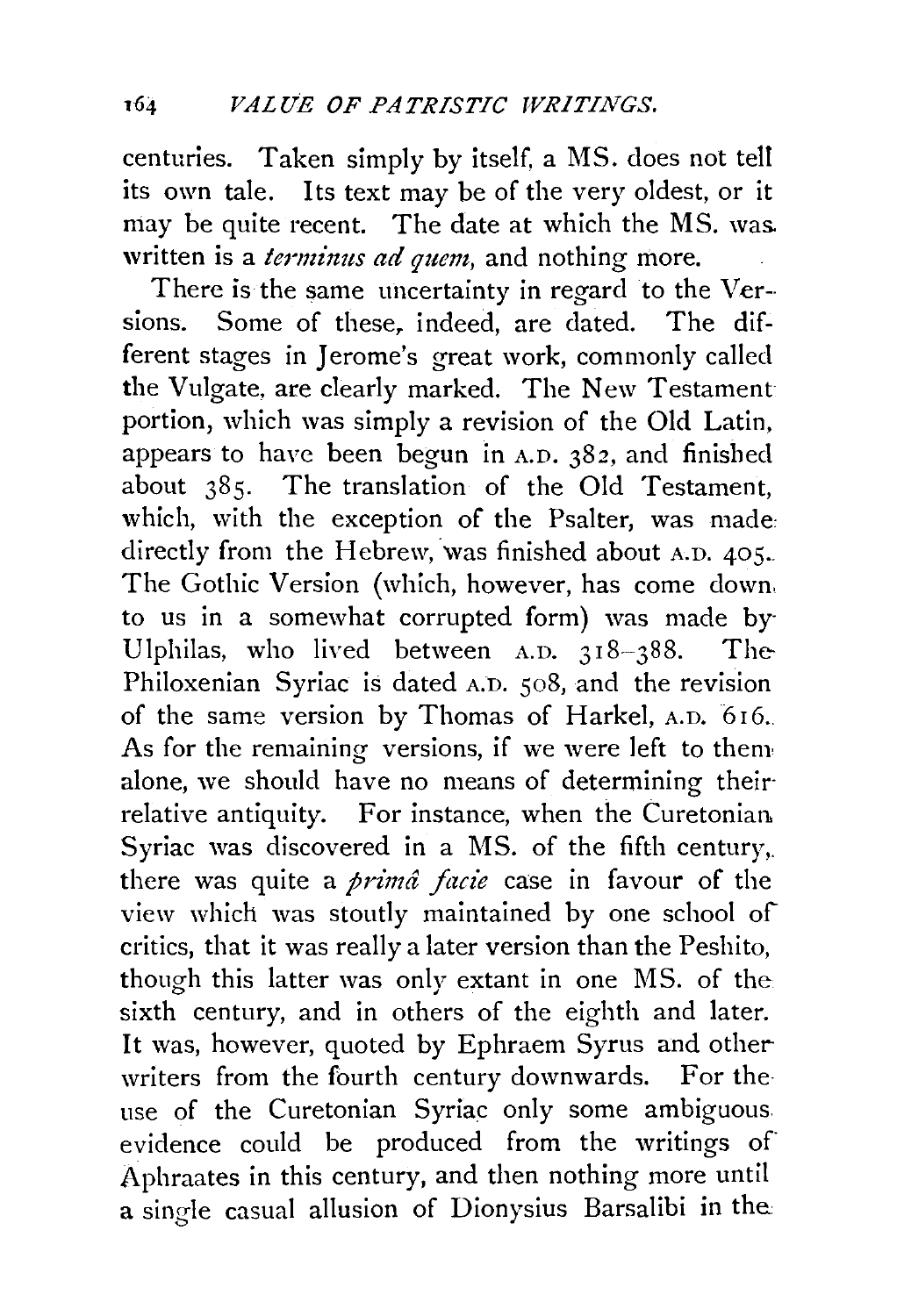centuries. Taken simply by itself, a MS. does not tell its own tale. Its text may be of the very oldest, or it may be quite recent. The date at which the MS. was written is a *terminus ad quem*, and nothing more.

There is the same uncertainty in regard to the Versions. Some of these, indeed, are dated. The different stages in Jerome's great work, commonly called the Vulgate, are clearly marked. The New Testament portion, which was simply a revision of the Old Latin, appears to have been begun in A.D. 382, and finished about 385. The translation of the Old Testament, which, with the exception of the Psalter, was made directly from the Hebrew, was finished about A.D. 405. The Gothic Version (which, however, has come down to us in a somewhat corrupted form) was made by Ulphilas, who lived between A.D. 318–388. The Philoxenian Syriac is dated A.D. 508, and the revision of the same version by Thomas of Harkel, A.D. 616. As for the remaining versions, if we were left to them alone, we should have no means of determining their relative antiquity. For instance, when the Curetonian Syriac was discovered in a MS. of the fifth century, there was quite a *primâ facie* case in favour of the view which was stoutly maintained by one school of critics, that it was really a later version than the Peshito, though this latter was only extant in one MS. of the sixth century, and in others of the eighth and later. It was, however, quoted by Ephraem Syrus and other writers from the fourth century downwards. For the use of the Curetonian Syriac only some ambiguous evidence could be produced from the writings of Aphraates in this century, and then nothing more until a single casual allusion of Dionysius Barsalibi in the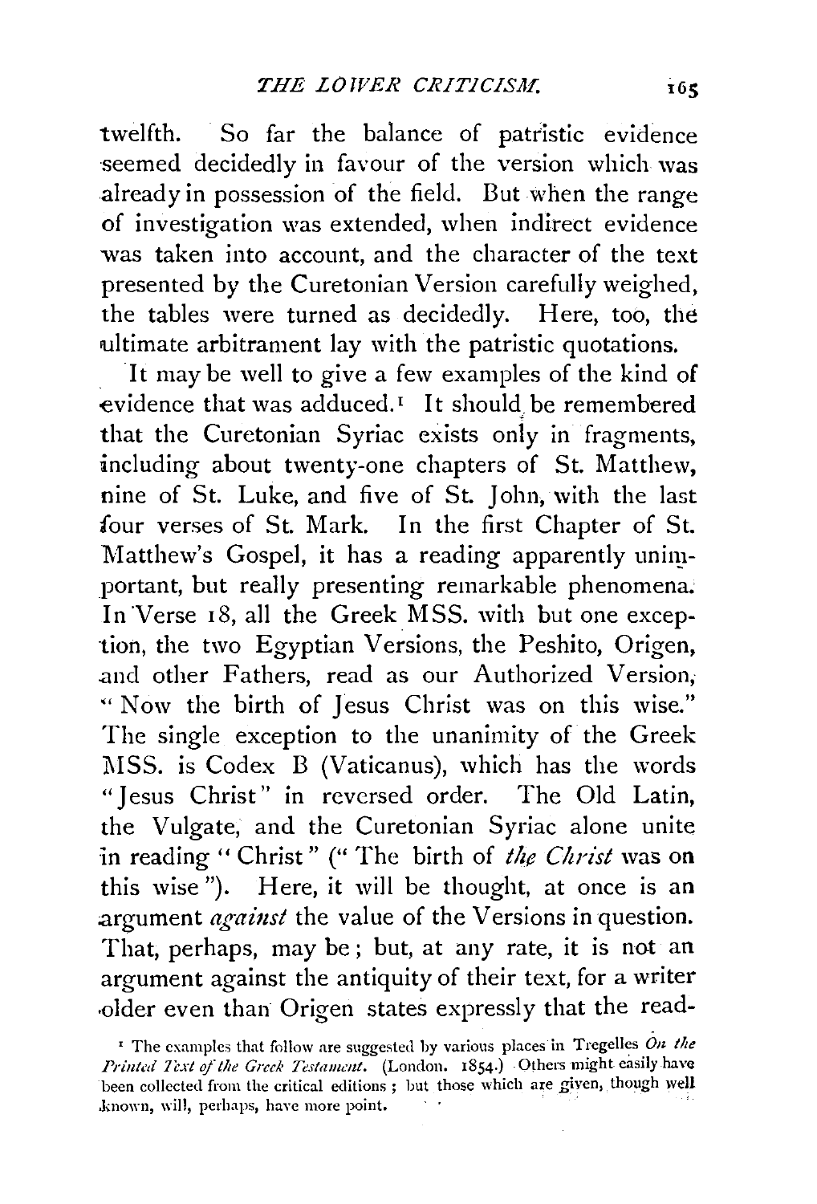twelfth. So far the balance of patristic evidence seemed decidedly in favour of the version which was already in possession of the field. But when the range of investigation was extended, when indirect evidence was taken into account, and the character of the text presented by the Curetonian Version carefully weighed, the tables were turned as decidedly. Here, too, the ultimate arbitrament lay with the patristic quotations.

It may be well to give a few examples of the kind of evidence that was adduced.[1] It should be remembered that the Curetonian Syriac exists only in fragments, including about twenty-one chapters of St. Matthew, nine of St. Luke, and five of St. John, with the last four verses of St. Mark. In the first Chapter of St. Matthew's Gospel, it has a reading apparently unimportant, but really presenting remarkable phenomena. In Verse 18, all the Greek MSS. with but one exception, the two Egyptian Versions, the Peshito, Origen, and other Fathers, read as our Authorized Version, "Now the birth of Jesus Christ was on this wise." The single exception to the unanimity of the Greek MSS. is Codex B (Vaticanus), which has the words "Jesus Christ" in reversed order. The Old Latin, the Vulgate, and the Curetonian Syriac alone unite in reading "Christ" ("The birth of *the Christ* was on this wise"). Here, it will be thought, at once is an argument *against* the value of the Versions in question. That, perhaps, may be; but, at any rate, it is not an argument against the antiquity of their text, for a writer older even than Origen states expressly that the read-

[1] The examples that follow are suggested by various places in Tregelles *On the Printed Text of the Greek Testament*. (London. 1854.) Others might easily have been collected from the critical editions; but those which are given, though well known, will, perhaps, have more point.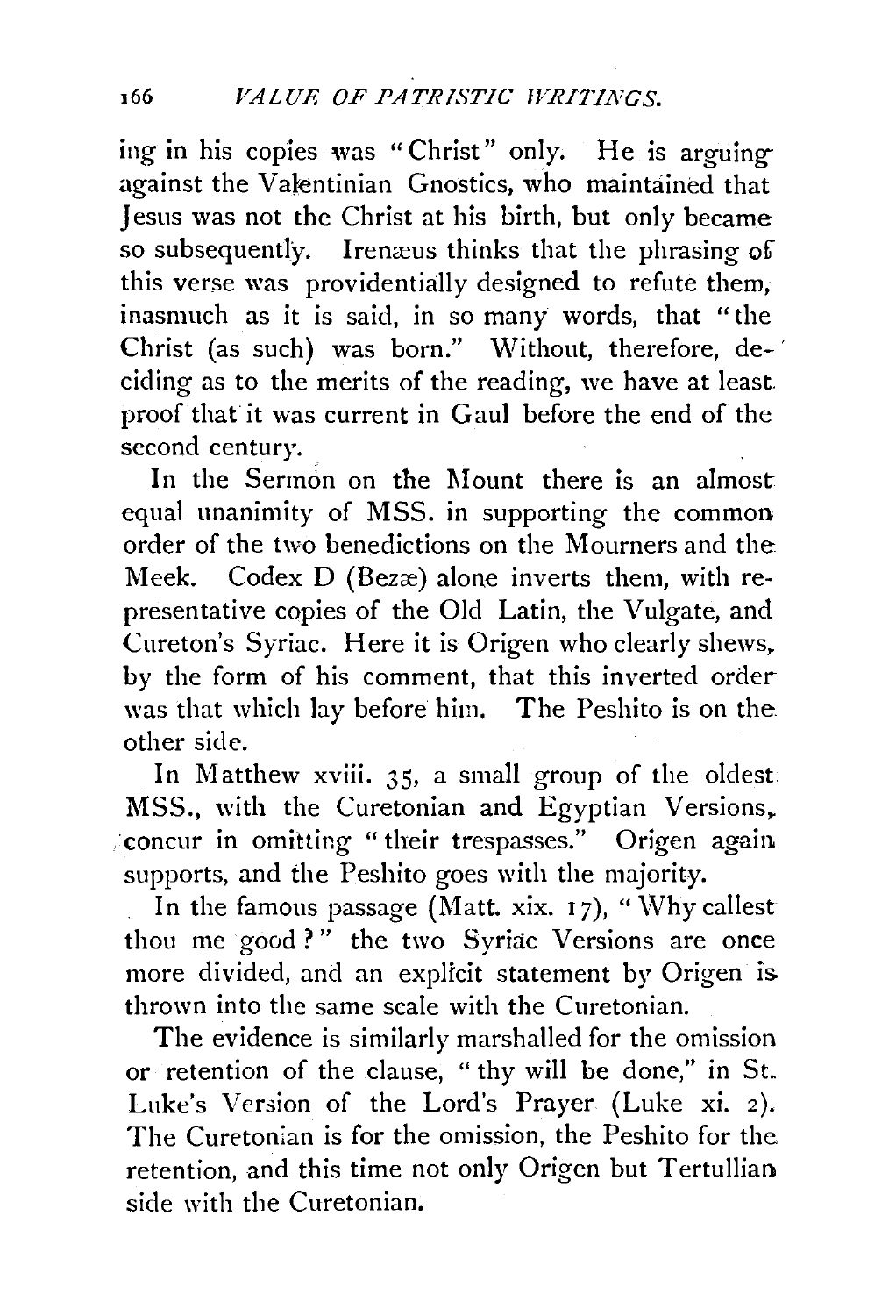ing in his copies was "Christ" only. He is arguing against the Valentinian Gnostics, who maintained that Jesus was not the Christ at his birth, but only became so subsequently. Irenæus thinks that the phrasing of this verse was providentially designed to refute them, inasmuch as it is said, in so many words, that "the Christ (as such) was born." Without, therefore, deciding as to the merits of the reading, we have at least proof that it was current in Gaul before the end of the second century.

In the Sermon on the Mount there is an almost equal unanimity of MSS. in supporting the common order of the two benedictions on the Mourners and the Meek. Codex D (Bezæ) alone inverts them, with representative copies of the Old Latin, the Vulgate, and Cureton's Syriac. Here it is Origen who clearly shews, by the form of his comment, that this inverted order was that which lay before him. The Peshito is on the other side.

In Matthew xviii. 35, a small group of the oldest MSS., with the Curetonian and Egyptian Versions, concur in omitting "their trespasses." Origen again supports, and the Peshito goes with the majority.

In the famous passage (Matt. xix. 17), "Why callest thou me good?" the two Syriac Versions are once more divided, and an explicit statement by Origen is thrown into the same scale with the Curetonian.

The evidence is similarly marshalled for the omission or retention of the clause, "thy will be done," in St. Luke's Version of the Lord's Prayer (Luke xi. 2). The Curetonian is for the omission, the Peshito for the retention, and this time not only Origen but Tertullian side with the Curetonian.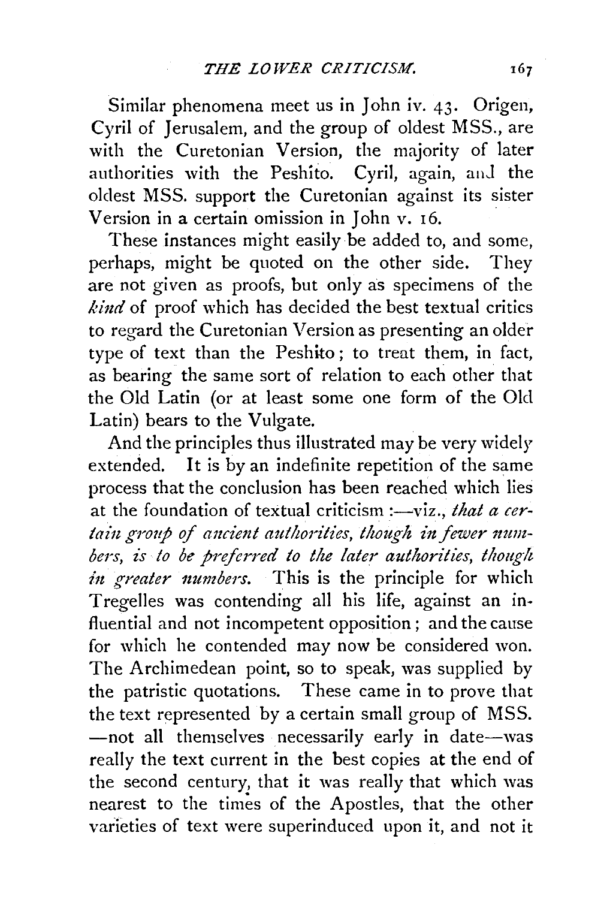Similar phenomena meet us in John iv. 43. Origen, Cyril of Jerusalem, and the group of oldest MSS., are with the Curetonian Version, the majority of later authorities with the Peshito. Cyril, again, and the oldest MSS. support the Curetonian against its sister Version in a certain omission in John v. 16.

These instances might easily be added to, and some, perhaps, might be quoted on the other side. They are not given as proofs, but only as specimens of the *kind* of proof which has decided the best textual critics to regard the Curetonian Version as presenting an older type of text than the Peshito; to treat them, in fact, as bearing the same sort of relation to each other that the Old Latin (or at least some one form of the Old Latin) bears to the Vulgate.

And the principles thus illustrated may be very widely extended. It is by an indefinite repetition of the same process that the conclusion has been reached which lies at the foundation of textual criticism :—viz., *that a certain group of ancient authorities, though in fewer numbers, is to be preferred to the later authorities, though in greater numbers.* This is the principle for which Tregelles was contending all his life, against an influential and not incompetent opposition; and the cause for which he contended may now be considered won. The Archimedean point, so to speak, was supplied by the patristic quotations. These came in to prove that the text represented by a certain small group of MSS. —not all themselves necessarily early in date—was really the text current in the best copies at the end of the second century, that it was really that which was nearest to the times of the Apostles, that the other varieties of text were superinduced upon it, and not it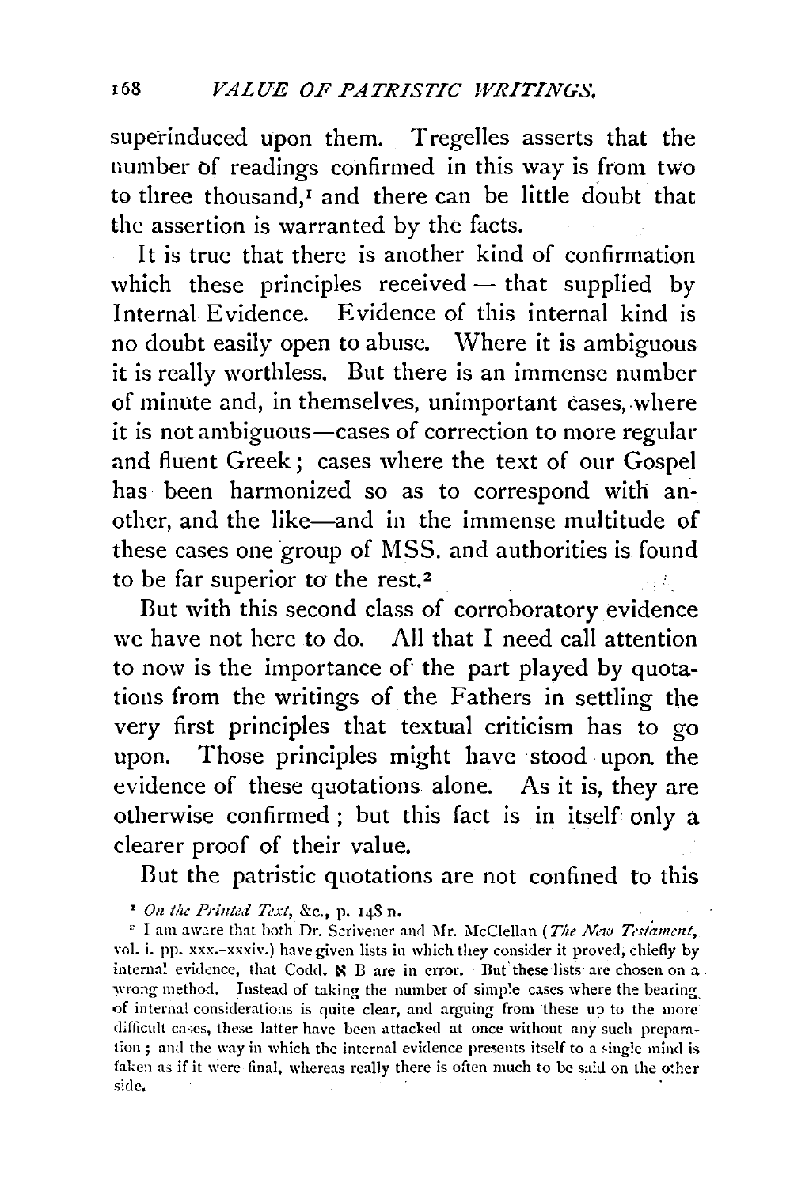superinduced upon them. Tregelles asserts that the number of readings confirmed in this way is from two to three thousand,[1] and there can be little doubt that the assertion is warranted by the facts.

It is true that there is another kind of confirmation which these principles received — that supplied by Internal Evidence. Evidence of this internal kind is no doubt easily open to abuse. Where it is ambiguous it is really worthless. But there is an immense number of minute and, in themselves, unimportant cases, where it is not ambiguous—cases of correction to more regular and fluent Greek; cases where the text of our Gospel has been harmonized so as to correspond with another, and the like—and in the immense multitude of these cases one group of MSS. and authorities is found to be far superior to the rest.[2]

But with this second class of corroboratory evidence we have not here to do. All that I need call attention to now is the importance of the part played by quotations from the writings of the Fathers in settling the very first principles that textual criticism has to go upon. Those principles might have stood upon the evidence of these quotations alone. As it is, they are otherwise confirmed; but this fact is in itself only a clearer proof of their value.

But the patristic quotations are not confined to this

[1] *On the Printed Text*, &c., p. 148 n.

[2] I am aware that both Dr. Scrivener and Mr. McClellan (*The New Testament*, vol. i. pp. xxx.-xxxiv.) have given lists in which they consider it proved, chiefly by internal evidence, that Codd. ℵ B are in error. But these lists are chosen on a wrong method. Instead of taking the number of simple cases where the bearing of internal considerations is quite clear, and arguing from these up to the more difficult cases, these latter have been attacked at once without any such preparation; and the way in which the internal evidence presents itself to a single mind is taken as if it were final, whereas really there is often much to be said on the other side.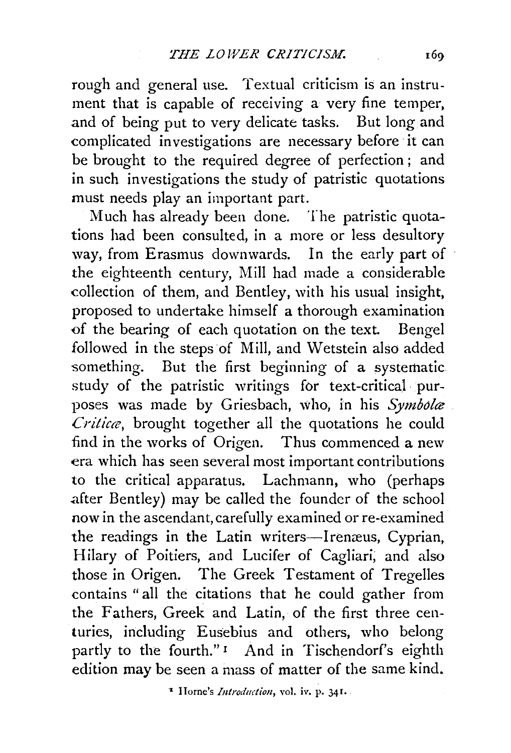rough and general use. Textual criticism is an instrument that is capable of receiving a very fine temper, and of being put to very delicate tasks. But long and complicated investigations are necessary before it can be brought to the required degree of perfection; and in such investigations the study of patristic quotations must needs play an important part.

Much has already been done. The patristic quotations had been consulted, in a more or less desultory way, from Erasmus downwards. In the early part of the eighteenth century, Mill had made a considerable collection of them, and Bentley, with his usual insight, proposed to undertake himself a thorough examination of the bearing of each quotation on the text. Bengel followed in the steps of Mill, and Wetstein also added something. But the first beginning of a systematic study of the patristic writings for text-critical purposes was made by Griesbach, who, in his *Symbolæ Criticæ*, brought together all the quotations he could find in the works of Origen. Thus commenced a new era which has seen several most important contributions to the critical apparatus. Lachmann, who (perhaps after Bentley) may be called the founder of the school now in the ascendant, carefully examined or re-examined the readings in the Latin writers—Irenæus, Cyprian, Hilary of Poitiers, and Lucifer of Cagliari, and also those in Origen. The Greek Testament of Tregelles contains "all the citations that he could gather from the Fathers, Greek and Latin, of the first three centuries, including Eusebius and others, who belong partly to the fourth."[1] And in Tischendorf's eighth edition may be seen a mass of matter of the same kind.

[1] Horne's *Introduction*, vol. iv. p. 341.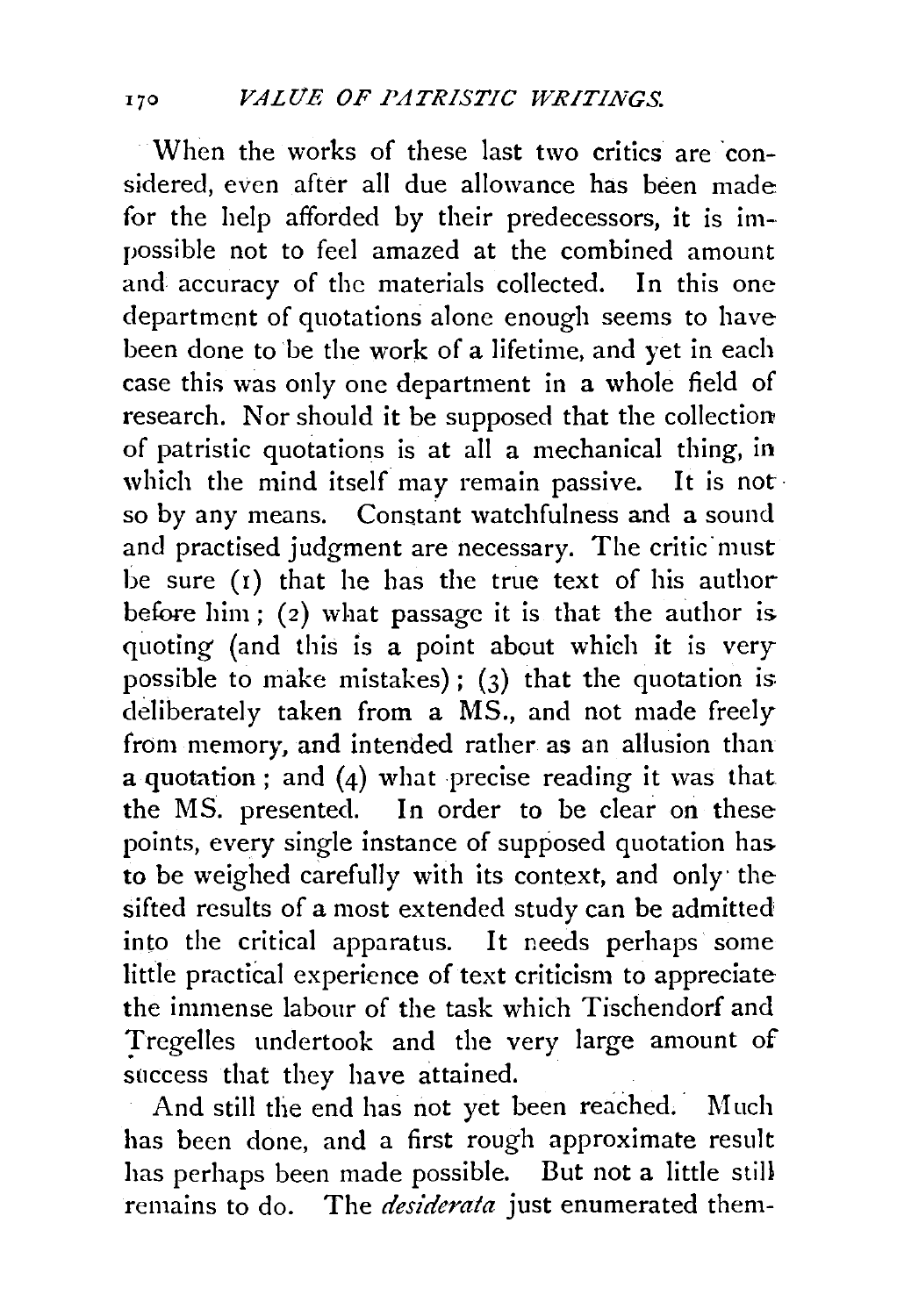When the works of these last two critics are considered, even after all due allowance has been made for the help afforded by their predecessors, it is impossible not to feel amazed at the combined amount and accuracy of the materials collected. In this one department of quotations alone enough seems to have been done to be the work of a lifetime, and yet in each case this was only one department in a whole field of research. Nor should it be supposed that the collection of patristic quotations is at all a mechanical thing, in which the mind itself may remain passive. It is not so by any means. Constant watchfulness and a sound and practised judgment are necessary. The critic must be sure (1) that he has the true text of his author before him; (2) what passage it is that the author is quoting (and this is a point about which it is very possible to make mistakes); (3) that the quotation is deliberately taken from a MS., and not made freely from memory, and intended rather as an allusion than a quotation; and (4) what precise reading it was that the MS. presented. In order to be clear on these points, every single instance of supposed quotation has to be weighed carefully with its context, and only the sifted results of a most extended study can be admitted into the critical apparatus. It needs perhaps some little practical experience of text criticism to appreciate the immense labour of the task which Tischendorf and Tregelles undertook and the very large amount of success that they have attained.

And still the end has not yet been reached. Much has been done, and a first rough approximate result has perhaps been made possible. But not a little still remains to do. The *desiderata* just enumerated them-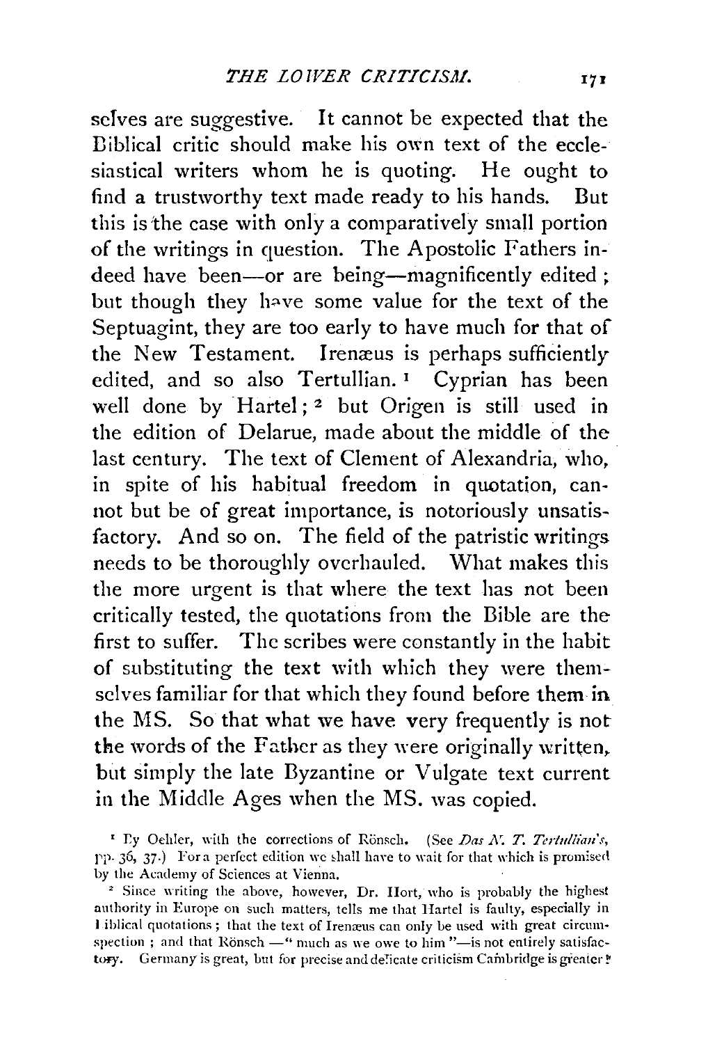selves are suggestive. It cannot be expected that the Biblical critic should make his own text of the ecclesiastical writers whom he is quoting. He ought to find a trustworthy text made ready to his hands. But this is the case with only a comparatively small portion of the writings in question. The Apostolic Fathers indeed have been—or are being—magnificently edited; but though they have some value for the text of the Septuagint, they are too early to have much for that of the New Testament. Irenæus is perhaps sufficiently edited, and so also Tertullian.[1] Cyprian has been well done by Hartel;[2] but Origen is still used in the edition of Delarue, made about the middle of the last century. The text of Clement of Alexandria, who, in spite of his habitual freedom in quotation, cannot but be of great importance, is notoriously unsatisfactory. And so on. The field of the patristic writings needs to be thoroughly overhauled. What makes this the more urgent is that where the text has not been critically tested, the quotations from the Bible are the first to suffer. The scribes were constantly in the habit of substituting the text with which they were themselves familiar for that which they found before them in the MS. So that what we have very frequently is not the words of the Father as they were originally written, but simply the late Byzantine or Vulgate text current in the Middle Ages when the MS. was copied.

[1] By Oehler, with the corrections of Rönsch. (See *Das N. T. Tertullian's*, pp. 36, 37.) For a perfect edition we shall have to wait for that which is promised by the Academy of Sciences at Vienna.

[2] Since writing the above, however, Dr. Hort, who is probably the highest authority in Europe on such matters, tells me that Hartel is faulty, especially in Biblical quotations; that the text of Irenæus can only be used with great circumspection; and that Rönsch—"much as we owe to him"—is not entirely satisfactory. Germany is great, but for precise and delicate criticism Cambridge is greater!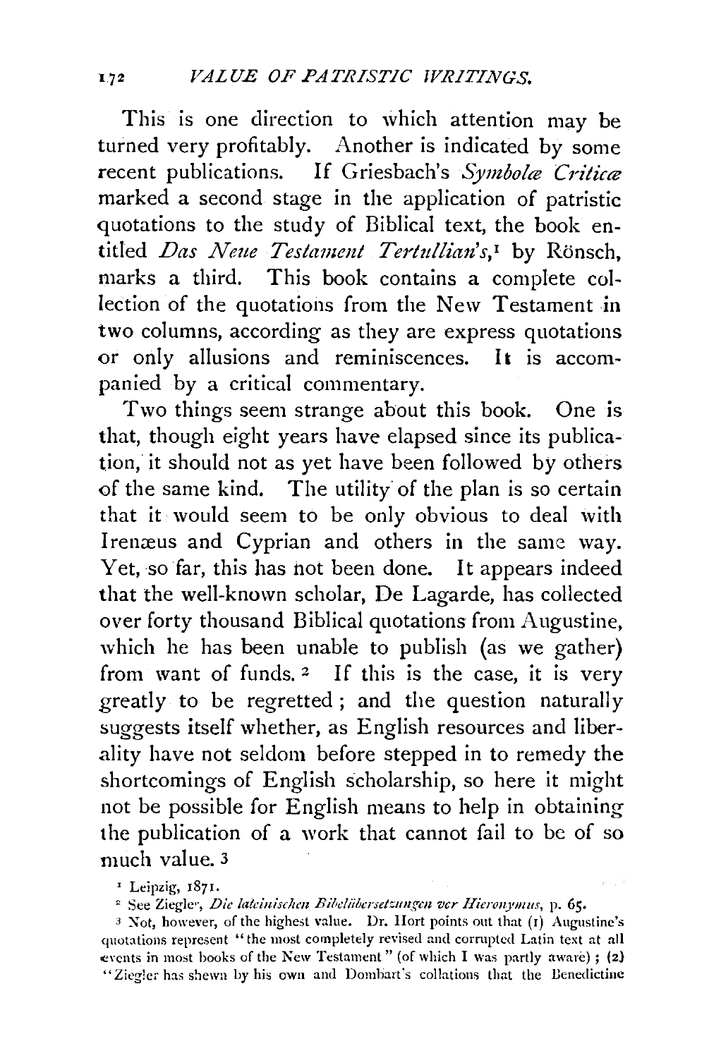This is one direction to which attention may be turned very profitably. Another is indicated by some recent publications. If Griesbach's *Symbolæ Criticæ* marked a second stage in the application of patristic quotations to the study of Biblical text, the book entitled *Das Neue Testament Tertullian's*,[1] by Rönsch, marks a third. This book contains a complete collection of the quotations from the New Testament in two columns, according as they are express quotations or only allusions and reminiscences. It is accompanied by a critical commentary.

Two things seem strange about this book. One is that, though eight years have elapsed since its publication, it should not as yet have been followed by others of the same kind. The utility of the plan is so certain that it would seem to be only obvious to deal with Irenæus and Cyprian and others in the same way. Yet, so far, this has not been done. It appears indeed that the well-known scholar, De Lagarde, has collected over forty thousand Biblical quotations from Augustine, which he has been unable to publish (as we gather) from want of funds.[2] If this is the case, it is very greatly to be regretted; and the question naturally suggests itself whether, as English resources and liberality have not seldom before stepped in to remedy the shortcomings of English scholarship, so here it might not be possible for English means to help in obtaining the publication of a work that cannot fail to be of so much value.[3]

[1] Leipzig, 1871.

[2] See Ziegler, *Die lateinischen Bibelübersetzungen vor Hieronymus*, p. 65.

[3] Not, however, of the highest value. Dr. Hort points out that (1) Augustine's quotations represent "the most completely revised and corrupted Latin text at all events in most books of the New Testament" (of which I was partly aware); (2) "Ziegler has shewn by his own and Dombart's collations that the Benedictine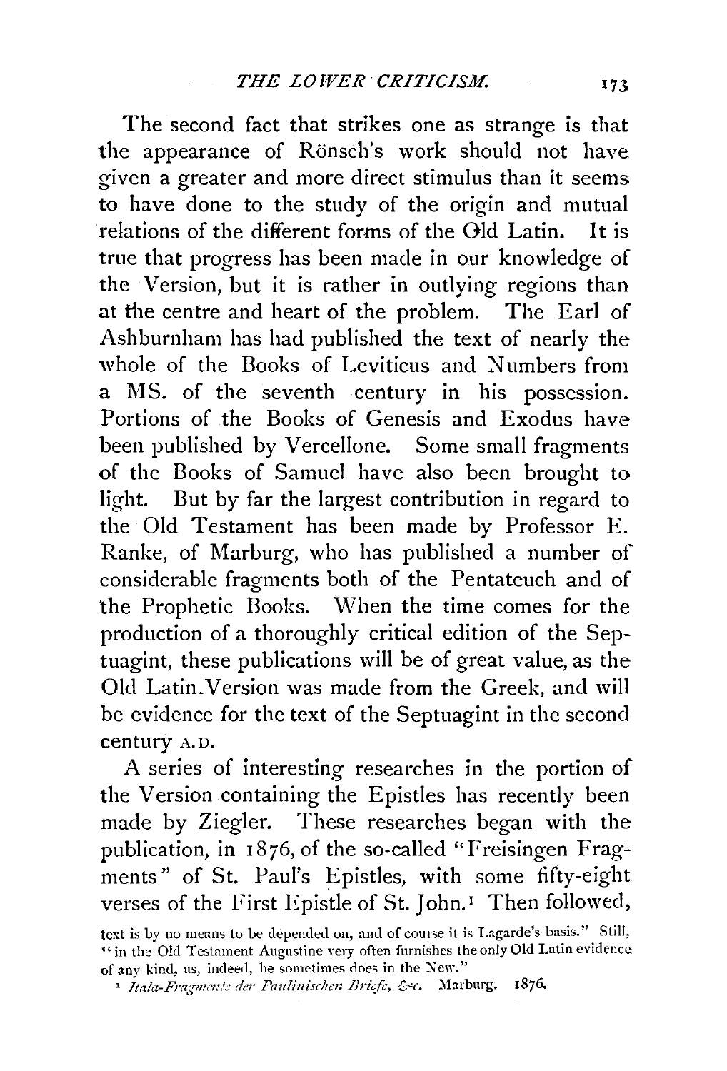The second fact that strikes one as strange is that the appearance of Rönsch's work should not have given a greater and more direct stimulus than it seems to have done to the study of the origin and mutual relations of the different forms of the Old Latin. It is true that progress has been made in our knowledge of the Version, but it is rather in outlying regions than at the centre and heart of the problem. The Earl of Ashburnham has had published the text of nearly the whole of the Books of Leviticus and Numbers from a MS. of the seventh century in his possession. Portions of the Books of Genesis and Exodus have been published by Vercellone. Some small fragments of the Books of Samuel have also been brought to light. But by far the largest contribution in regard to the Old Testament has been made by Professor E. Ranke, of Marburg, who has published a number of considerable fragments both of the Pentateuch and of the Prophetic Books. When the time comes for the production of a thoroughly critical edition of the Septuagint, these publications will be of great value, as the Old Latin Version was made from the Greek, and will be evidence for the text of the Septuagint in the second century A.D.

A series of interesting researches in the portion of the Version containing the Epistles has recently been made by Ziegler. These researches began with the publication, in 1876, of the so-called "Freisingen Fragments" of St. Paul's Epistles, with some fifty-eight verses of the First Epistle of St. John.[1] Then followed,

text is by no means to be depended on, and of course it is Lagarde's basis." Still, "in the Old Testament Augustine very often furnishes the only Old Latin evidence of any kind, as, indeed, he sometimes does in the New."

[1] *Itala-Fragmente der Paulinischen Briefe, &c.* Marburg. 1876.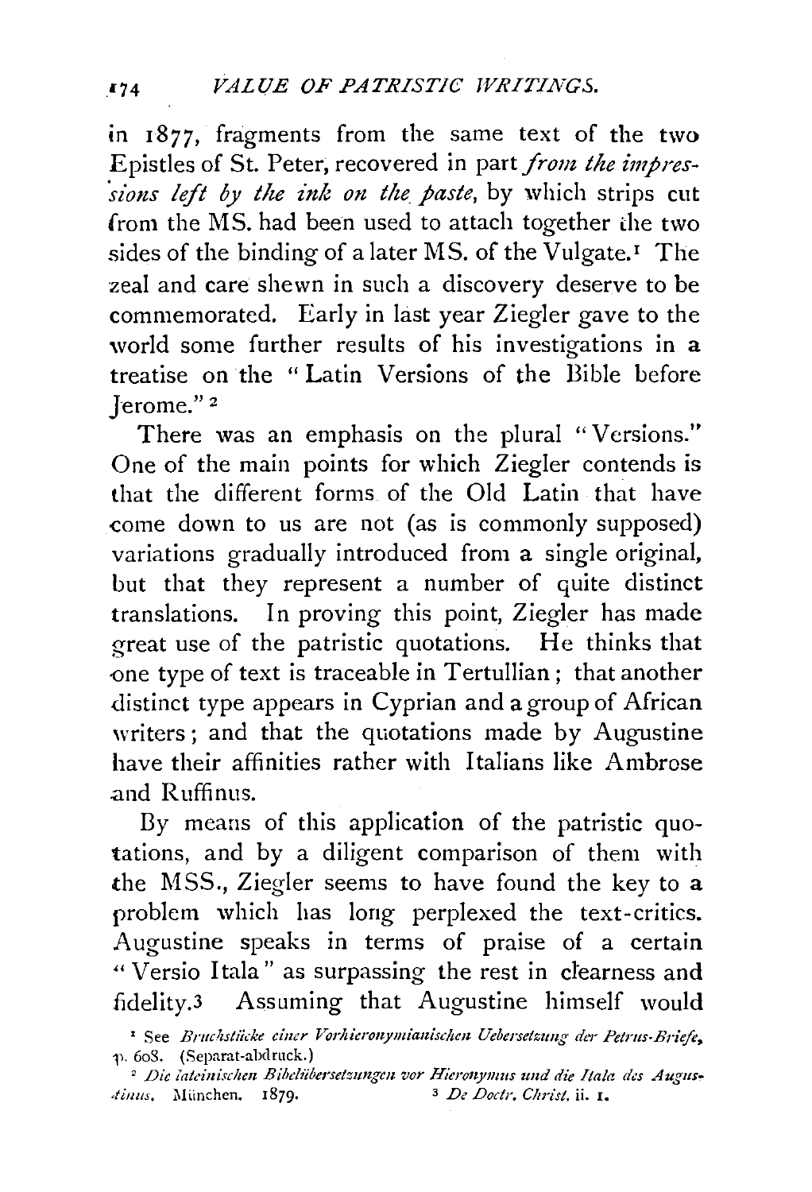in 1877, fragments from the same text of the two Epistles of St. Peter, recovered in part *from the impressions left by the ink on the paste*, by which strips cut from the MS. had been used to attach together the two sides of the binding of a later MS. of the Vulgate.[1] The zeal and care shewn in such a discovery deserve to be commemorated. Early in last year Ziegler gave to the world some further results of his investigations in a treatise on the "Latin Versions of the Bible before Jerome."[2]

There was an emphasis on the plural "Versions." One of the main points for which Ziegler contends is that the different forms of the Old Latin that have come down to us are not (as is commonly supposed) variations gradually introduced from a single original, but that they represent a number of quite distinct translations. In proving this point, Ziegler has made great use of the patristic quotations. He thinks that one type of text is traceable in Tertullian; that another distinct type appears in Cyprian and a group of African writers; and that the quotations made by Augustine have their affinities rather with Italians like Ambrose and Ruffinus.

By means of this application of the patristic quotations, and by a diligent comparison of them with the MSS., Ziegler seems to have found the key to a problem which has long perplexed the text-critics. Augustine speaks in terms of praise of a certain "Versio Itala" as surpassing the rest in clearness and fidelity.[3] Assuming that Augustine himself would

[1] See *Bruchstücke einer Vorhieronymianischen Uebersetzung der Petrus-Briefe*, p. 608. (Separat-abdruck.)

[2] *Die lateinischen Bibelübersetzungen vor Hieronymus und die Itala des Augustinus*. München. 1879.

[3] *De Doctr. Christ.* ii. 1.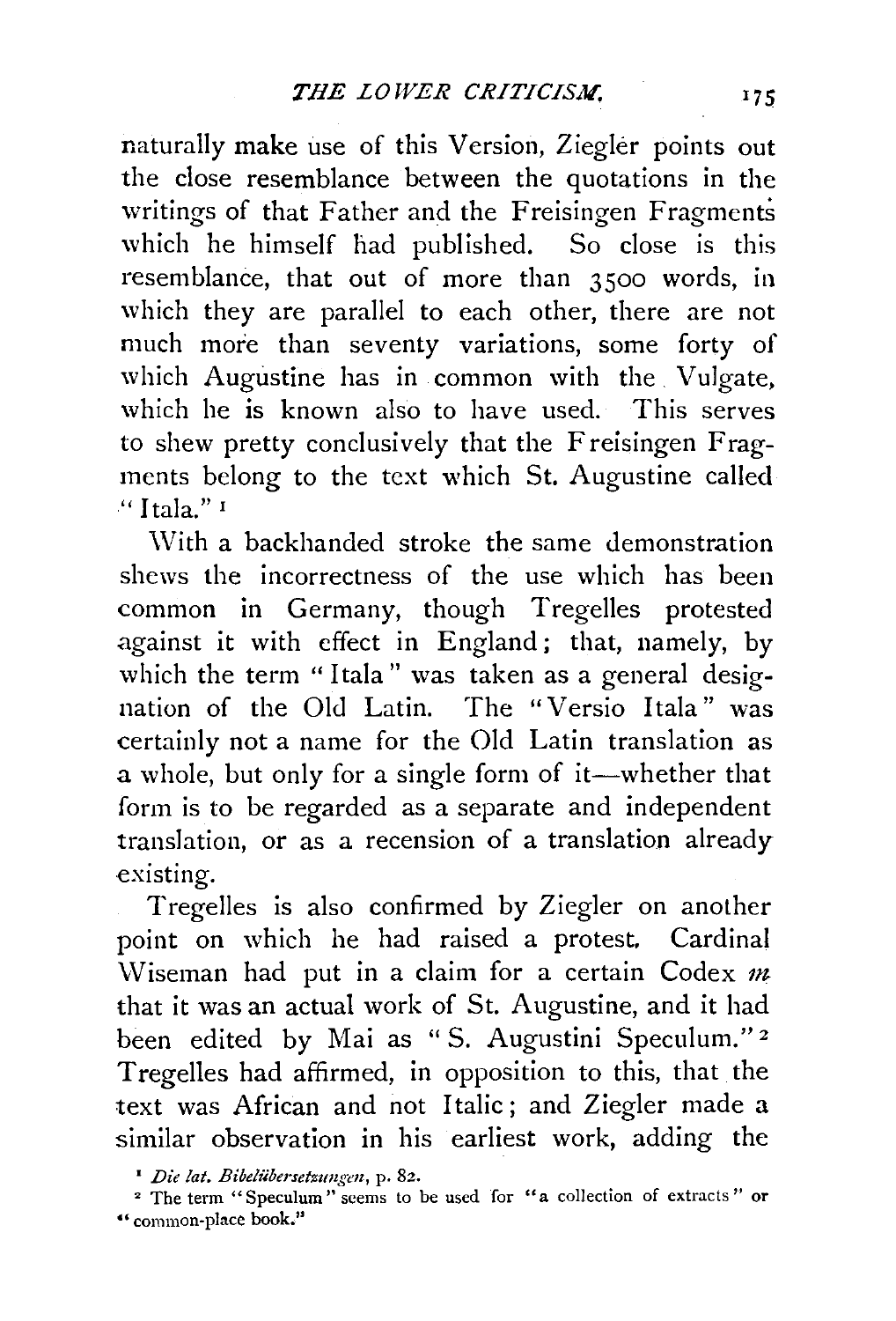naturally make use of this Version, Ziegler points out the close resemblance between the quotations in the writings of that Father and the Freisingen Fragments which he himself had published. So close is this resemblance, that out of more than 3500 words, in which they are parallel to each other, there are not much more than seventy variations, some forty of which Augustine has in common with the Vulgate, which he is known also to have used. This serves to shew pretty conclusively that the Freisingen Fragments belong to the text which St. Augustine called "Itala." [1]

With a backhanded stroke the same demonstration shews the incorrectness of the use which has been common in Germany, though Tregelles protested against it with effect in England; that, namely, by which the term "Itala" was taken as a general designation of the Old Latin. The "Versio Itala" was certainly not a name for the Old Latin translation as a whole, but only for a single form of it—whether that form is to be regarded as a separate and independent translation, or as a recension of a translation already existing.

Tregelles is also confirmed by Ziegler on another point on which he had raised a protest. Cardinal Wiseman had put in a claim for a certain Codex *m* that it was an actual work of St. Augustine, and it had been edited by Mai as "S. Augustini Speculum." [2] Tregelles had affirmed, in opposition to this, that the text was African and not Italic; and Ziegler made a similar observation in his earliest work, adding the

[1] *Die lat. Bibelübersetzungen*, p. 82.

[2] The term "Speculum" seems to be used for "a collection of extracts" or "common-place book."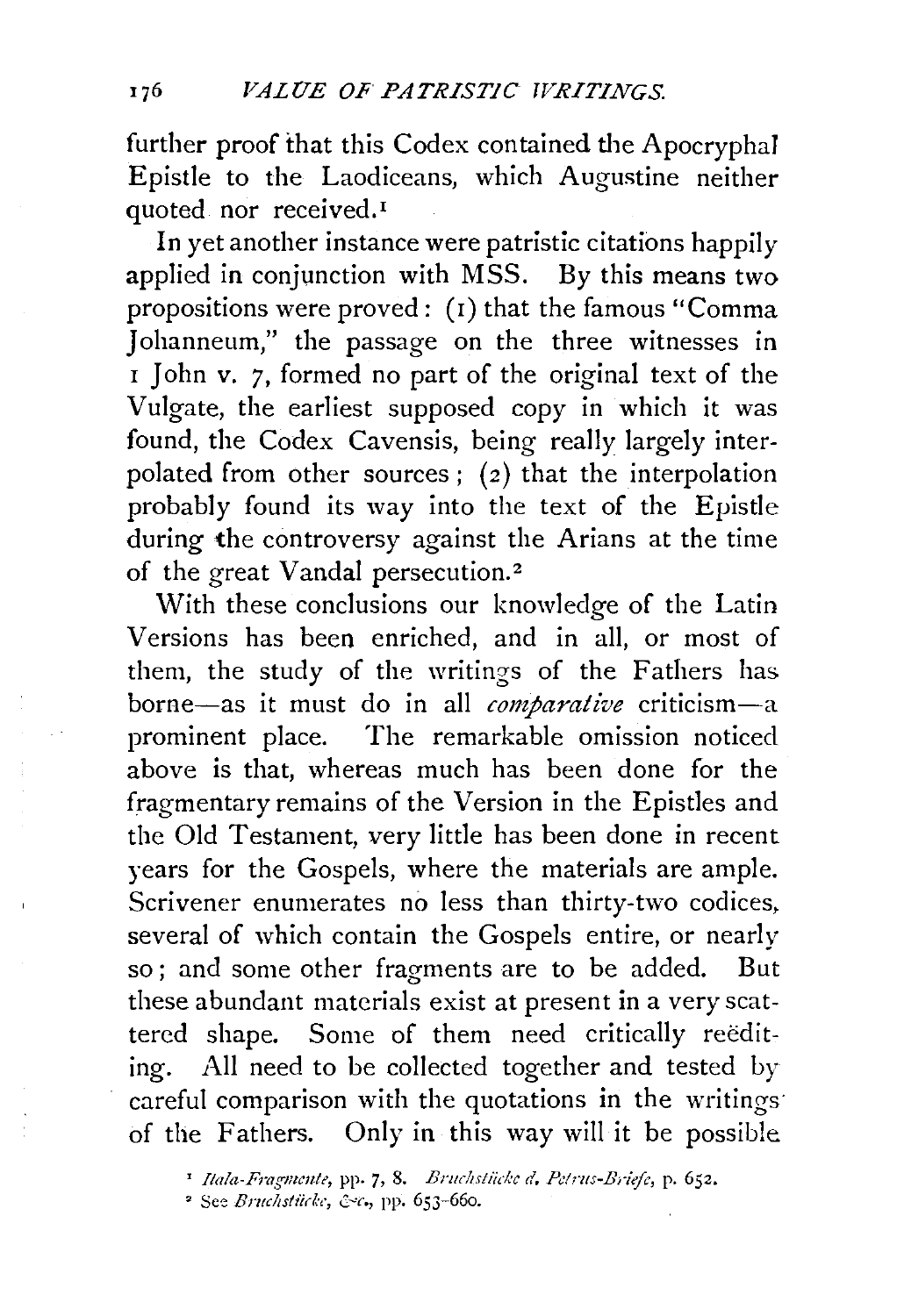further proof that this Codex contained the Apocryphal Epistle to the Laodiceans, which Augustine neither quoted nor received.[1]

In yet another instance were patristic citations happily applied in conjunction with MSS. By this means two propositions were proved: (1) that the famous "Comma Johanneum," the passage on the three witnesses in 1 John v. 7, formed no part of the original text of the Vulgate, the earliest supposed copy in which it was found, the Codex Cavensis, being really largely interpolated from other sources; (2) that the interpolation probably found its way into the text of the Epistle during the controversy against the Arians at the time of the great Vandal persecution.[2]

With these conclusions our knowledge of the Latin Versions has been enriched, and in all, or most of them, the study of the writings of the Fathers has borne—as it must do in all *comparative* criticism—a prominent place. The remarkable omission noticed above is that, whereas much has been done for the fragmentary remains of the Version in the Epistles and the Old Testament, very little has been done in recent years for the Gospels, where the materials are ample. Scrivener enumerates no less than thirty-two codices, several of which contain the Gospels entire, or nearly so; and some other fragments are to be added. But these abundant materials exist at present in a very scattered shape. Some of them need critically reëditing. All need to be collected together and tested by careful comparison with the quotations in the writings of the Fathers. Only in this way will it be possible

[1] *Itala-Fragmente*, pp. 7, 8. *Bruchstücke d. Petrus-Briefe*, p. 652.

[2] See *Bruchstücke, &c.*, pp. 653-660.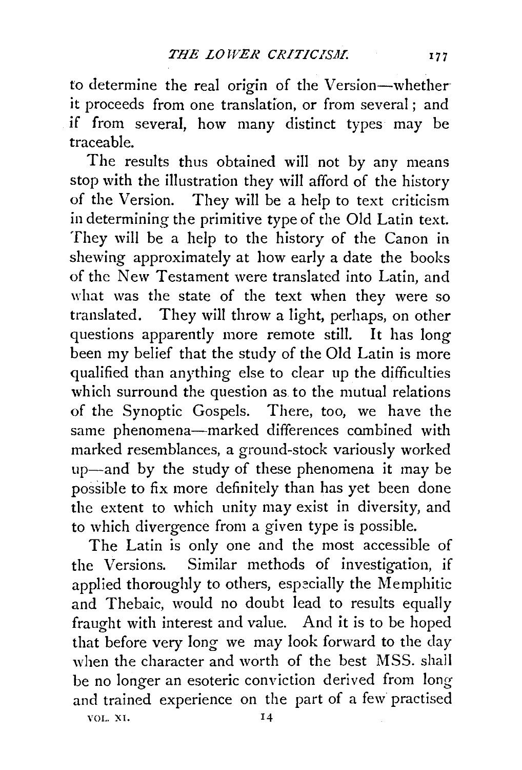to determine the real origin of the Version—whether it proceeds from one translation, or from several; and if from several, how many distinct types may be traceable.

The results thus obtained will not by any means stop with the illustration they will afford of the history of the Version. They will be a help to text criticism in determining the primitive type of the Old Latin text. They will be a help to the history of the Canon in shewing approximately at how early a date the books of the New Testament were translated into Latin, and what was the state of the text when they were so translated. They will throw a light, perhaps, on other questions apparently more remote still. It has long been my belief that the study of the Old Latin is more qualified than anything else to clear up the difficulties which surround the question as to the mutual relations of the Synoptic Gospels. There, too, we have the same phenomena—marked differences combined with marked resemblances, a ground-stock variously worked up—and by the study of these phenomena it may be possible to fix more definitely than has yet been done the extent to which unity may exist in diversity, and to which divergence from a given type is possible.

The Latin is only one and the most accessible of the Versions. Similar methods of investigation, if applied thoroughly to others, especially the Memphitic and Thebaic, would no doubt lead to results equally fraught with interest and value. And it is to be hoped that before very long we may look forward to the day when the character and worth of the best MSS. shall be no longer an esoteric conviction derived from long and trained experience on the part of a few practised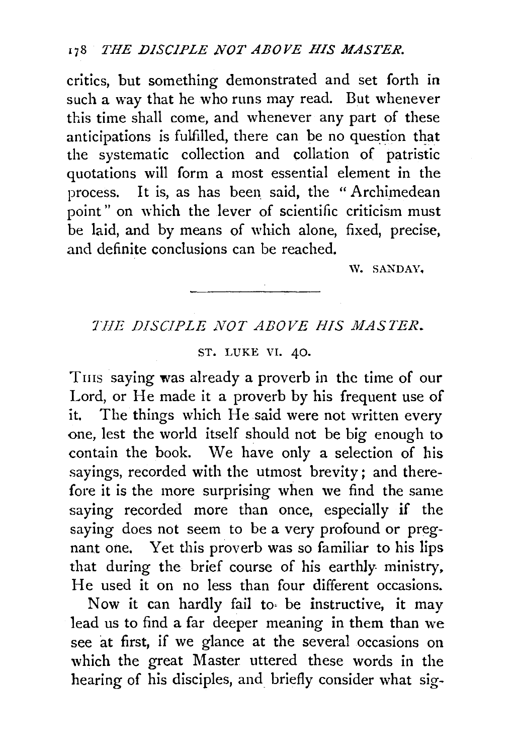critics, but something demonstrated and set forth in such a way that he who runs may read. But whenever this time shall come, and whenever any part of these anticipations is fulfilled, there can be no question that the systematic collection and collation of patristic quotations will form a most essential element in the process. It is, as has been said, the "Archimedean point" on which the lever of scientific criticism must be laid, and by means of which alone, fixed, precise, and definite conclusions can be reached.

W. SANDAY.

---

## *THE DISCIPLE NOT ABOVE HIS MASTER.*

### ST. LUKE VI. 40.

THIS saying was already a proverb in the time of our Lord, or He made it a proverb by his frequent use of it. The things which He said were not written every one, lest the world itself should not be big enough to contain the book. We have only a selection of his sayings, recorded with the utmost brevity; and therefore it is the more surprising when we find the same saying recorded more than once, especially if the saying does not seem to be a very profound or pregnant one. Yet this proverb was so familiar to his lips that during the brief course of his earthly ministry, He used it on no less than four different occasions.

Now it can hardly fail to be instructive, it may lead us to find a far deeper meaning in them than we see at first, if we glance at the several occasions on which the great Master uttered these words in the hearing of his disciples, and briefly consider what sig-